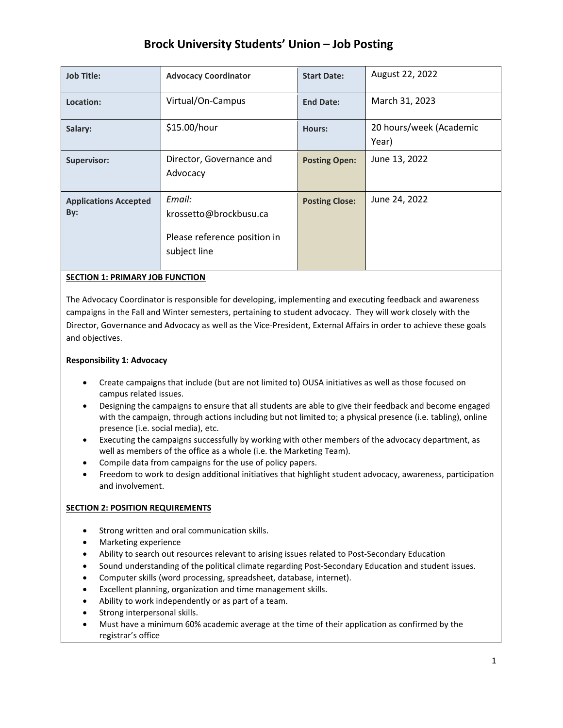# Brock University Students' Union – Job Posting

| | | | |
|---|---|---|---|
| **Job Title:** | **Advocacy Coordinator** | **Start Date:** | August 22, 2022 |
| **Location:** | Virtual/On-Campus | **End Date:** | March 31, 2023 |
| **Salary:** | $15.00/hour | **Hours:** | 20 hours/week (Academic Year) |
| **Supervisor:** | Director, Governance and Advocacy | **Posting Open:** | June 13, 2022 |
| **Applications Accepted By:** | *Email:* krossetto@brockbusu.ca<br><br>Please reference position in subject line | **Posting Close:** | June 24, 2022 |

**SECTION 1: PRIMARY JOB FUNCTION**

The Advocacy Coordinator is responsible for developing, implementing and executing feedback and awareness campaigns in the Fall and Winter semesters, pertaining to student advocacy. They will work closely with the Director, Governance and Advocacy as well as the Vice-President, External Affairs in order to achieve these goals and objectives.

**Responsibility 1: Advocacy**

- Create campaigns that include (but are not limited to) OUSA initiatives as well as those focused on campus related issues.
- Designing the campaigns to ensure that all students are able to give their feedback and become engaged with the campaign, through actions including but not limited to; a physical presence (i.e. tabling), online presence (i.e. social media), etc.
- Executing the campaigns successfully by working with other members of the advocacy department, as well as members of the office as a whole (i.e. the Marketing Team).
- Compile data from campaigns for the use of policy papers.
- Freedom to work to design additional initiatives that highlight student advocacy, awareness, participation and involvement.

**SECTION 2: POSITION REQUIREMENTS**

- Strong written and oral communication skills.
- Marketing experience
- Ability to search out resources relevant to arising issues related to Post-Secondary Education
- Sound understanding of the political climate regarding Post-Secondary Education and student issues.
- Computer skills (word processing, spreadsheet, database, internet).
- Excellent planning, organization and time management skills.
- Ability to work independently or as part of a team.
- Strong interpersonal skills.
- Must have a minimum 60% academic average at the time of their application as confirmed by the registrar's office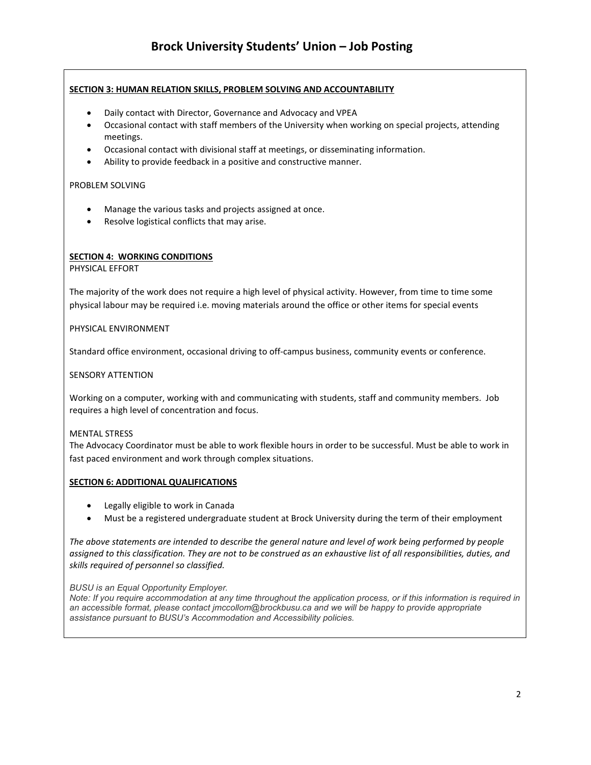# Brock University Students' Union – Job Posting

**SECTION 3: HUMAN RELATION SKILLS, PROBLEM SOLVING AND ACCOUNTABILITY**

- Daily contact with Director, Governance and Advocacy and VPEA
- Occasional contact with staff members of the University when working on special projects, attending meetings.
- Occasional contact with divisional staff at meetings, or disseminating information.
- Ability to provide feedback in a positive and constructive manner.

PROBLEM SOLVING

- Manage the various tasks and projects assigned at once.
- Resolve logistical conflicts that may arise.

**SECTION 4: WORKING CONDITIONS**

PHYSICAL EFFORT

The majority of the work does not require a high level of physical activity. However, from time to time some physical labour may be required i.e. moving materials around the office or other items for special events

PHYSICAL ENVIRONMENT

Standard office environment, occasional driving to off-campus business, community events or conference.

SENSORY ATTENTION

Working on a computer, working with and communicating with students, staff and community members. Job requires a high level of concentration and focus.

MENTAL STRESS

The Advocacy Coordinator must be able to work flexible hours in order to be successful. Must be able to work in fast paced environment and work through complex situations.

**SECTION 6: ADDITIONAL QUALIFICATIONS**

- Legally eligible to work in Canada
- Must be a registered undergraduate student at Brock University during the term of their employment

*The above statements are intended to describe the general nature and level of work being performed by people assigned to this classification. They are not to be construed as an exhaustive list of all responsibilities, duties, and skills required of personnel so classified.*

*BUSU is an Equal Opportunity Employer.*

*Note: If you require accommodation at any time throughout the application process, or if this information is required in an accessible format, please contact jmccollom@brockbusu.ca and we will be happy to provide appropriate assistance pursuant to BUSU's Accommodation and Accessibility policies.*